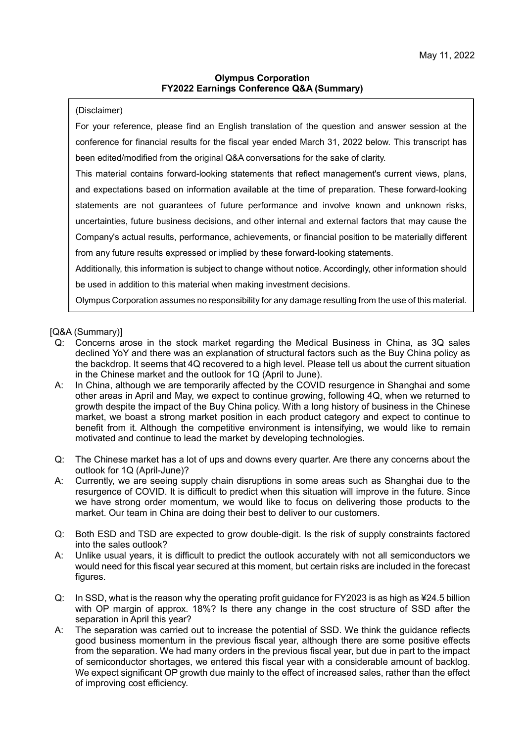May 11, 2022

**Olympus Corporation**
**FY2022 Earnings Conference Q&A (Summary)**

(Disclaimer)

For your reference, please find an English translation of the question and answer session at the conference for financial results for the fiscal year ended March 31, 2022 below. This transcript has been edited/modified from the original Q&A conversations for the sake of clarity.

This material contains forward-looking statements that reflect management's current views, plans, and expectations based on information available at the time of preparation. These forward-looking statements are not guarantees of future performance and involve known and unknown risks, uncertainties, future business decisions, and other internal and external factors that may cause the Company's actual results, performance, achievements, or financial position to be materially different from any future results expressed or implied by these forward-looking statements.

Additionally, this information is subject to change without notice. Accordingly, other information should be used in addition to this material when making investment decisions.

Olympus Corporation assumes no responsibility for any damage resulting from the use of this material.

[Q&A (Summary)]

Q: Concerns arose in the stock market regarding the Medical Business in China, as 3Q sales declined YoY and there was an explanation of structural factors such as the Buy China policy as the backdrop. It seems that 4Q recovered to a high level. Please tell us about the current situation in the Chinese market and the outlook for 1Q (April to June).

A: In China, although we are temporarily affected by the COVID resurgence in Shanghai and some other areas in April and May, we expect to continue growing, following 4Q, when we returned to growth despite the impact of the Buy China policy. With a long history of business in the Chinese market, we boast a strong market position in each product category and expect to continue to benefit from it. Although the competitive environment is intensifying, we would like to remain motivated and continue to lead the market by developing technologies.

Q: The Chinese market has a lot of ups and downs every quarter. Are there any concerns about the outlook for 1Q (April-June)?

A: Currently, we are seeing supply chain disruptions in some areas such as Shanghai due to the resurgence of COVID. It is difficult to predict when this situation will improve in the future. Since we have strong order momentum, we would like to focus on delivering those products to the market. Our team in China are doing their best to deliver to our customers.

Q: Both ESD and TSD are expected to grow double-digit. Is the risk of supply constraints factored into the sales outlook?

A: Unlike usual years, it is difficult to predict the outlook accurately with not all semiconductors we would need for this fiscal year secured at this moment, but certain risks are included in the forecast figures.

Q: In SSD, what is the reason why the operating profit guidance for FY2023 is as high as ¥24.5 billion with OP margin of approx. 18%? Is there any change in the cost structure of SSD after the separation in April this year?

A: The separation was carried out to increase the potential of SSD. We think the guidance reflects good business momentum in the previous fiscal year, although there are some positive effects from the separation. We had many orders in the previous fiscal year, but due in part to the impact of semiconductor shortages, we entered this fiscal year with a considerable amount of backlog. We expect significant OP growth due mainly to the effect of increased sales, rather than the effect of improving cost efficiency.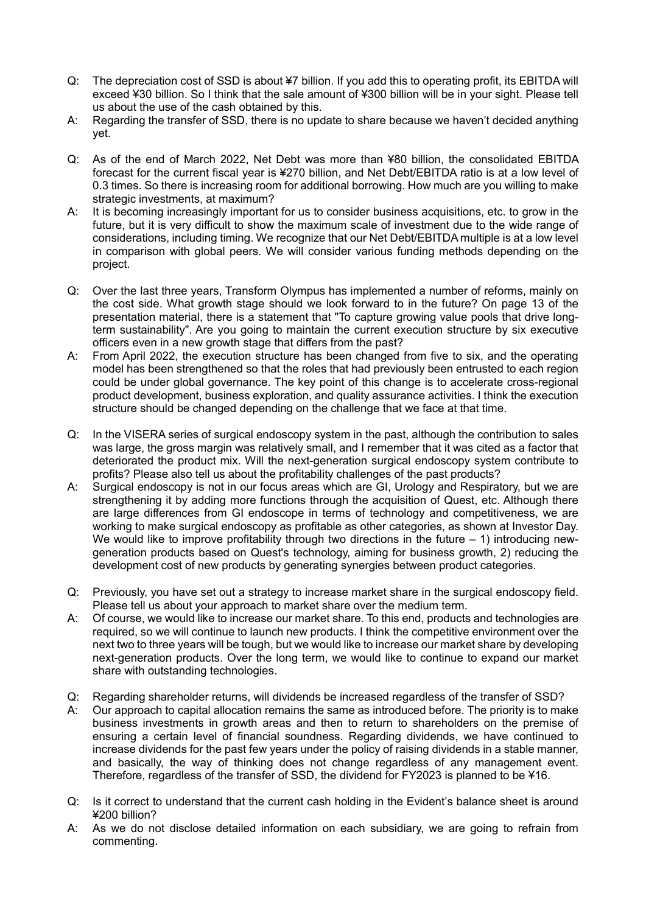Q: The depreciation cost of SSD is about ¥7 billion. If you add this to operating profit, its EBITDA will exceed ¥30 billion. So I think that the sale amount of ¥300 billion will be in your sight. Please tell us about the use of the cash obtained by this.

A: Regarding the transfer of SSD, there is no update to share because we haven't decided anything yet.

Q: As of the end of March 2022, Net Debt was more than ¥80 billion, the consolidated EBITDA forecast for the current fiscal year is ¥270 billion, and Net Debt/EBITDA ratio is at a low level of 0.3 times. So there is increasing room for additional borrowing. How much are you willing to make strategic investments, at maximum?

A: It is becoming increasingly important for us to consider business acquisitions, etc. to grow in the future, but it is very difficult to show the maximum scale of investment due to the wide range of considerations, including timing. We recognize that our Net Debt/EBITDA multiple is at a low level in comparison with global peers. We will consider various funding methods depending on the project.

Q: Over the last three years, Transform Olympus has implemented a number of reforms, mainly on the cost side. What growth stage should we look forward to in the future? On page 13 of the presentation material, there is a statement that "To capture growing value pools that drive long-term sustainability". Are you going to maintain the current execution structure by six executive officers even in a new growth stage that differs from the past?

A: From April 2022, the execution structure has been changed from five to six, and the operating model has been strengthened so that the roles that had previously been entrusted to each region could be under global governance. The key point of this change is to accelerate cross-regional product development, business exploration, and quality assurance activities. I think the execution structure should be changed depending on the challenge that we face at that time.

Q: In the VISERA series of surgical endoscopy system in the past, although the contribution to sales was large, the gross margin was relatively small, and I remember that it was cited as a factor that deteriorated the product mix. Will the next-generation surgical endoscopy system contribute to profits? Please also tell us about the profitability challenges of the past products?

A: Surgical endoscopy is not in our focus areas which are GI, Urology and Respiratory, but we are strengthening it by adding more functions through the acquisition of Quest, etc. Although there are large differences from GI endoscope in terms of technology and competitiveness, we are working to make surgical endoscopy as profitable as other categories, as shown at Investor Day. We would like to improve profitability through two directions in the future – 1) introducing new-generation products based on Quest's technology, aiming for business growth, 2) reducing the development cost of new products by generating synergies between product categories.

Q: Previously, you have set out a strategy to increase market share in the surgical endoscopy field. Please tell us about your approach to market share over the medium term.

A: Of course, we would like to increase our market share. To this end, products and technologies are required, so we will continue to launch new products. I think the competitive environment over the next two to three years will be tough, but we would like to increase our market share by developing next-generation products. Over the long term, we would like to continue to expand our market share with outstanding technologies.

Q: Regarding shareholder returns, will dividends be increased regardless of the transfer of SSD?

A: Our approach to capital allocation remains the same as introduced before. The priority is to make business investments in growth areas and then to return to shareholders on the premise of ensuring a certain level of financial soundness. Regarding dividends, we have continued to increase dividends for the past few years under the policy of raising dividends in a stable manner, and basically, the way of thinking does not change regardless of any management event. Therefore, regardless of the transfer of SSD, the dividend for FY2023 is planned to be ¥16.

Q: Is it correct to understand that the current cash holding in the Evident's balance sheet is around ¥200 billion?

A: As we do not disclose detailed information on each subsidiary, we are going to refrain from commenting.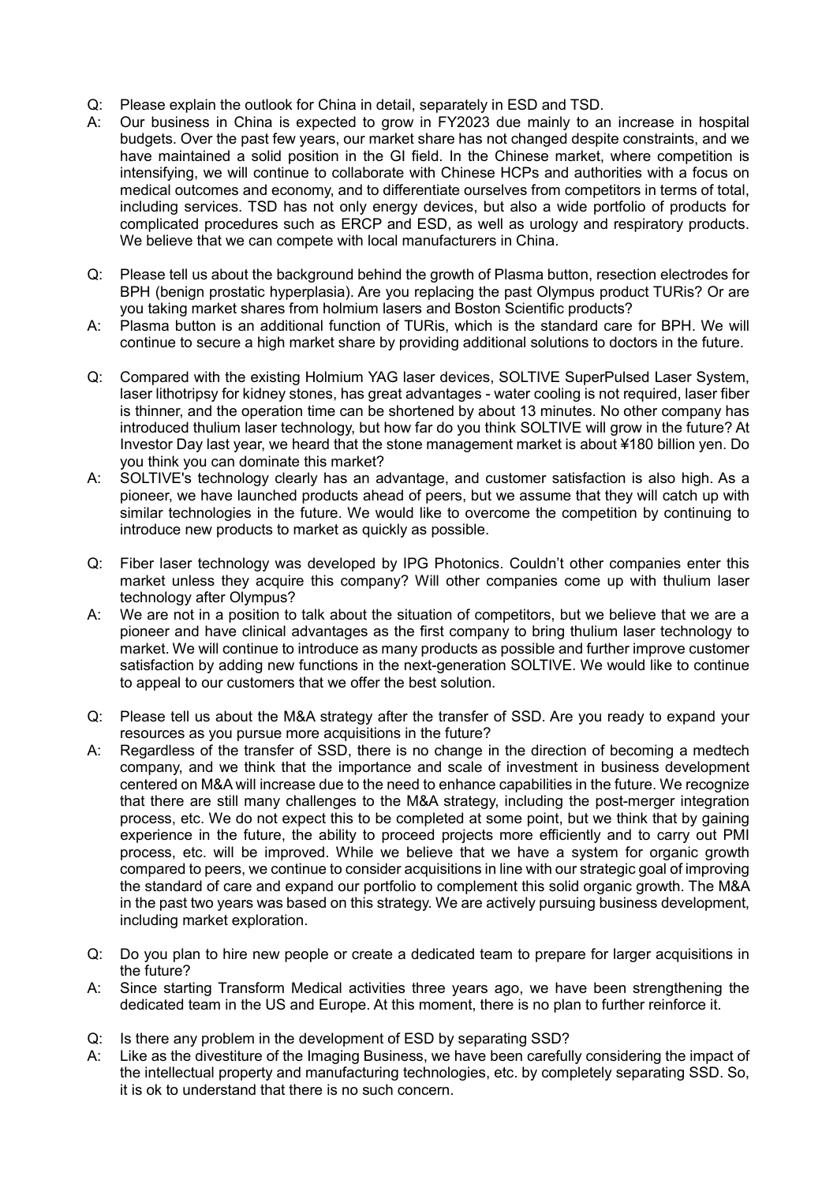Q: Please explain the outlook for China in detail, separately in ESD and TSD.

A: Our business in China is expected to grow in FY2023 due mainly to an increase in hospital budgets. Over the past few years, our market share has not changed despite constraints, and we have maintained a solid position in the GI field. In the Chinese market, where competition is intensifying, we will continue to collaborate with Chinese HCPs and authorities with a focus on medical outcomes and economy, and to differentiate ourselves from competitors in terms of total, including services. TSD has not only energy devices, but also a wide portfolio of products for complicated procedures such as ERCP and ESD, as well as urology and respiratory products. We believe that we can compete with local manufacturers in China.

Q: Please tell us about the background behind the growth of Plasma button, resection electrodes for BPH (benign prostatic hyperplasia). Are you replacing the past Olympus product TURis? Or are you taking market shares from holmium lasers and Boston Scientific products?

A: Plasma button is an additional function of TURis, which is the standard care for BPH. We will continue to secure a high market share by providing additional solutions to doctors in the future.

Q: Compared with the existing Holmium YAG laser devices, SOLTIVE SuperPulsed Laser System, laser lithotripsy for kidney stones, has great advantages - water cooling is not required, laser fiber is thinner, and the operation time can be shortened by about 13 minutes. No other company has introduced thulium laser technology, but how far do you think SOLTIVE will grow in the future? At Investor Day last year, we heard that the stone management market is about ¥180 billion yen. Do you think you can dominate this market?

A: SOLTIVE's technology clearly has an advantage, and customer satisfaction is also high. As a pioneer, we have launched products ahead of peers, but we assume that they will catch up with similar technologies in the future. We would like to overcome the competition by continuing to introduce new products to market as quickly as possible.

Q: Fiber laser technology was developed by IPG Photonics. Couldn't other companies enter this market unless they acquire this company? Will other companies come up with thulium laser technology after Olympus?

A: We are not in a position to talk about the situation of competitors, but we believe that we are a pioneer and have clinical advantages as the first company to bring thulium laser technology to market. We will continue to introduce as many products as possible and further improve customer satisfaction by adding new functions in the next-generation SOLTIVE. We would like to continue to appeal to our customers that we offer the best solution.

Q: Please tell us about the M&A strategy after the transfer of SSD. Are you ready to expand your resources as you pursue more acquisitions in the future?

A: Regardless of the transfer of SSD, there is no change in the direction of becoming a medtech company, and we think that the importance and scale of investment in business development centered on M&A will increase due to the need to enhance capabilities in the future. We recognize that there are still many challenges to the M&A strategy, including the post-merger integration process, etc. We do not expect this to be completed at some point, but we think that by gaining experience in the future, the ability to proceed projects more efficiently and to carry out PMI process, etc. will be improved. While we believe that we have a system for organic growth compared to peers, we continue to consider acquisitions in line with our strategic goal of improving the standard of care and expand our portfolio to complement this solid organic growth. The M&A in the past two years was based on this strategy. We are actively pursuing business development, including market exploration.

Q: Do you plan to hire new people or create a dedicated team to prepare for larger acquisitions in the future?

A: Since starting Transform Medical activities three years ago, we have been strengthening the dedicated team in the US and Europe. At this moment, there is no plan to further reinforce it.

Q: Is there any problem in the development of ESD by separating SSD?

A: Like as the divestiture of the Imaging Business, we have been carefully considering the impact of the intellectual property and manufacturing technologies, etc. by completely separating SSD. So, it is ok to understand that there is no such concern.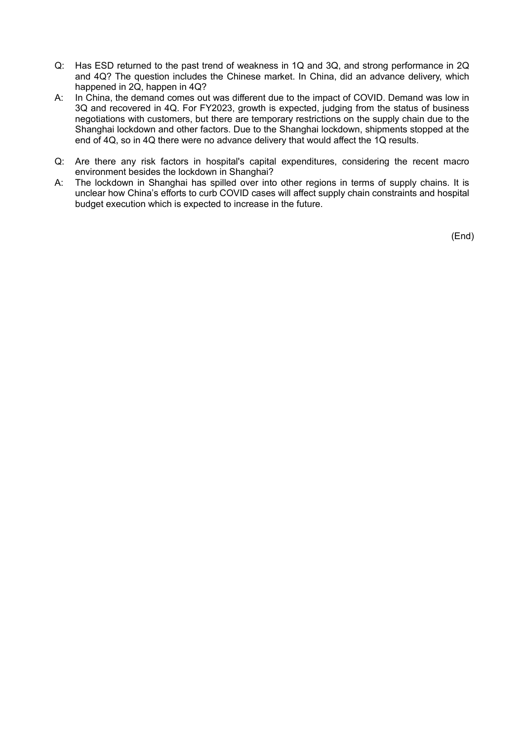Q: Has ESD returned to the past trend of weakness in 1Q and 3Q, and strong performance in 2Q and 4Q? The question includes the Chinese market. In China, did an advance delivery, which happened in 2Q, happen in 4Q?

A: In China, the demand comes out was different due to the impact of COVID. Demand was low in 3Q and recovered in 4Q. For FY2023, growth is expected, judging from the status of business negotiations with customers, but there are temporary restrictions on the supply chain due to the Shanghai lockdown and other factors. Due to the Shanghai lockdown, shipments stopped at the end of 4Q, so in 4Q there were no advance delivery that would affect the 1Q results.

Q: Are there any risk factors in hospital's capital expenditures, considering the recent macro environment besides the lockdown in Shanghai?

A: The lockdown in Shanghai has spilled over into other regions in terms of supply chains. It is unclear how China's efforts to curb COVID cases will affect supply chain constraints and hospital budget execution which is expected to increase in the future.

(End)